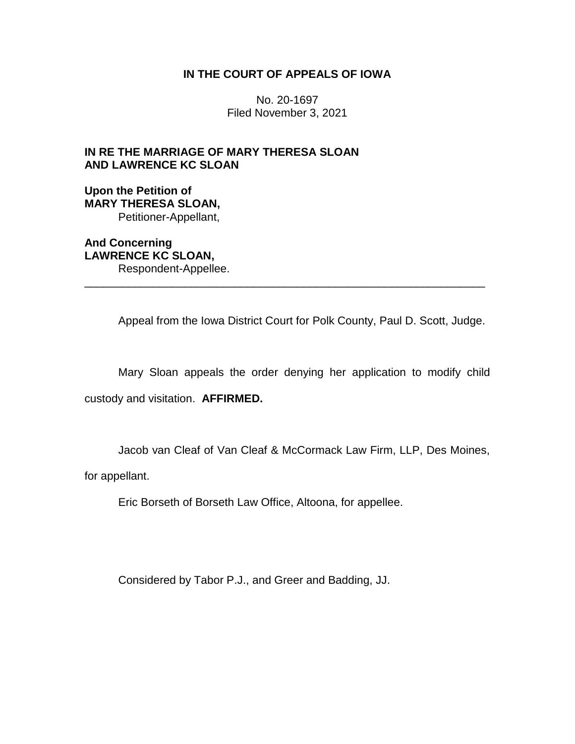**IN THE COURT OF APPEALS OF IOWA**

No. 20-1697
Filed November 3, 2021

**IN RE THE MARRIAGE OF MARY THERESA SLOAN AND LAWRENCE KC SLOAN**

**Upon the Petition of**
**MARY THERESA SLOAN,**
Petitioner-Appellant,

**And Concerning**
**LAWRENCE KC SLOAN,**
Respondent-Appellee.

---

Appeal from the Iowa District Court for Polk County, Paul D. Scott, Judge.

Mary Sloan appeals the order denying her application to modify child custody and visitation. **AFFIRMED.**

Jacob van Cleaf of Van Cleaf & McCormack Law Firm, LLP, Des Moines, for appellant.

Eric Borseth of Borseth Law Office, Altoona, for appellee.

Considered by Tabor P.J., and Greer and Badding, JJ.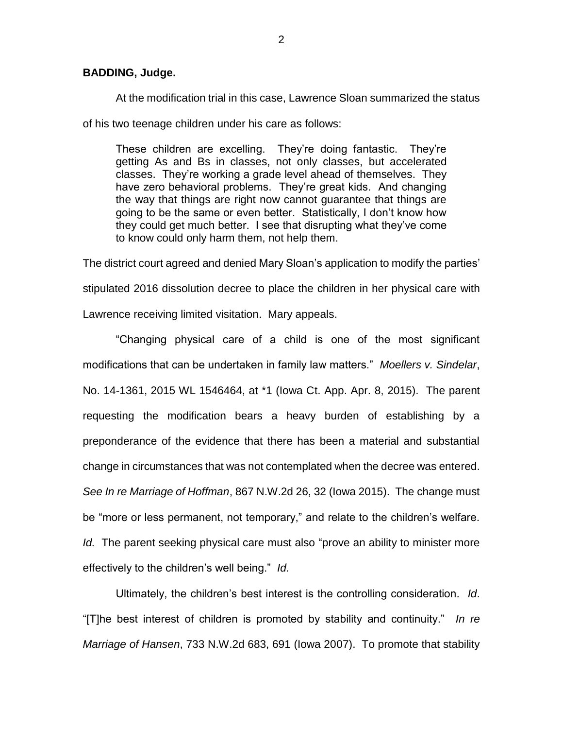**BADDING, Judge.**

At the modification trial in this case, Lawrence Sloan summarized the status of his two teenage children under his care as follows:

> These children are excelling. They're doing fantastic. They're getting As and Bs in classes, not only classes, but accelerated classes. They're working a grade level ahead of themselves. They have zero behavioral problems. They're great kids. And changing the way that things are right now cannot guarantee that things are going to be the same or even better. Statistically, I don't know how they could get much better. I see that disrupting what they've come to know could only harm them, not help them.

The district court agreed and denied Mary Sloan's application to modify the parties' stipulated 2016 dissolution decree to place the children in her physical care with Lawrence receiving limited visitation. Mary appeals.

"Changing physical care of a child is one of the most significant modifications that can be undertaken in family law matters." *Moellers v. Sindelar*, No. 14-1361, 2015 WL 1546464, at *1 (Iowa Ct. App. Apr. 8, 2015). The parent requesting the modification bears a heavy burden of establishing by a preponderance of the evidence that there has been a material and substantial change in circumstances that was not contemplated when the decree was entered. *See In re Marriage of Hoffman*, 867 N.W.2d 26, 32 (Iowa 2015). The change must be "more or less permanent, not temporary," and relate to the children's welfare. *Id.* The parent seeking physical care must also "prove an ability to minister more effectively to the children's well being." *Id.*

Ultimately, the children's best interest is the controlling consideration. *Id*. "[T]he best interest of children is promoted by stability and continuity." *In re Marriage of Hansen*, 733 N.W.2d 683, 691 (Iowa 2007). To promote that stability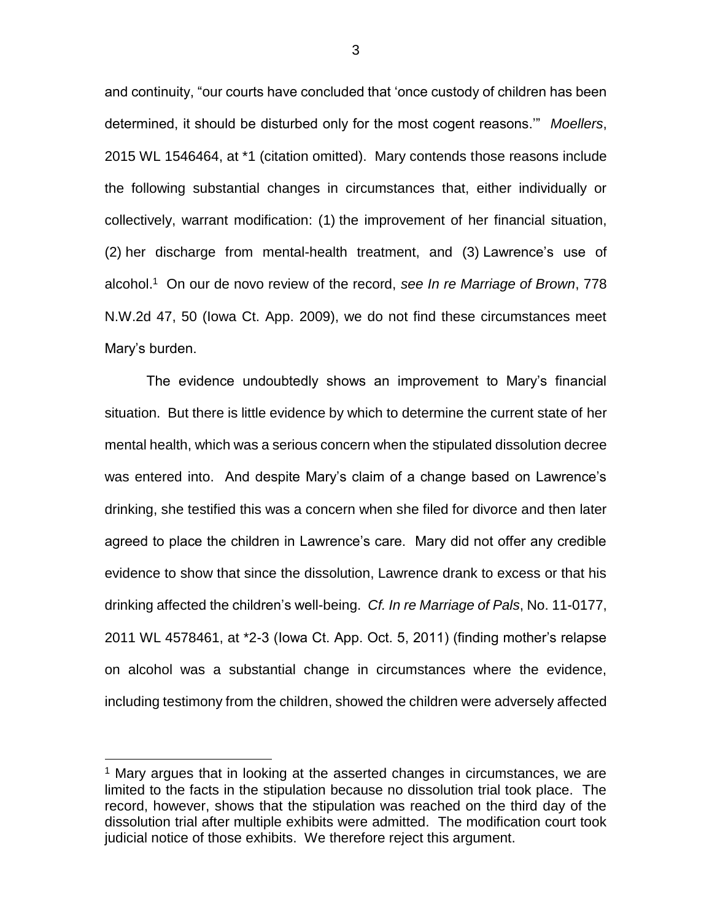and continuity, "our courts have concluded that 'once custody of children has been determined, it should be disturbed only for the most cogent reasons.'" *Moellers*, 2015 WL 1546464, at *1 (citation omitted). Mary contends those reasons include the following substantial changes in circumstances that, either individually or collectively, warrant modification: (1) the improvement of her financial situation, (2) her discharge from mental-health treatment, and (3) Lawrence's use of alcohol.[1] On our de novo review of the record, *see In re Marriage of Brown*, 778 N.W.2d 47, 50 (Iowa Ct. App. 2009), we do not find these circumstances meet Mary's burden.

The evidence undoubtedly shows an improvement to Mary's financial situation. But there is little evidence by which to determine the current state of her mental health, which was a serious concern when the stipulated dissolution decree was entered into. And despite Mary's claim of a change based on Lawrence's drinking, she testified this was a concern when she filed for divorce and then later agreed to place the children in Lawrence's care. Mary did not offer any credible evidence to show that since the dissolution, Lawrence drank to excess or that his drinking affected the children's well-being. *Cf. In re Marriage of Pals*, No. 11-0177, 2011 WL 4578461, at *2-3 (Iowa Ct. App. Oct. 5, 2011) (finding mother's relapse on alcohol was a substantial change in circumstances where the evidence, including testimony from the children, showed the children were adversely affected

[1] Mary argues that in looking at the asserted changes in circumstances, we are limited to the facts in the stipulation because no dissolution trial took place. The record, however, shows that the stipulation was reached on the third day of the dissolution trial after multiple exhibits were admitted. The modification court took judicial notice of those exhibits. We therefore reject this argument.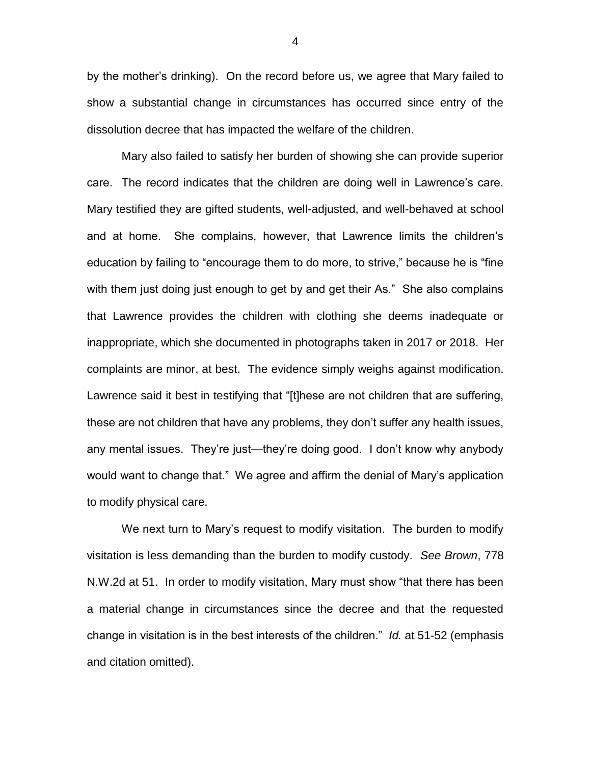by the mother's drinking). On the record before us, we agree that Mary failed to show a substantial change in circumstances has occurred since entry of the dissolution decree that has impacted the welfare of the children.

Mary also failed to satisfy her burden of showing she can provide superior care. The record indicates that the children are doing well in Lawrence's care. Mary testified they are gifted students, well-adjusted, and well-behaved at school and at home. She complains, however, that Lawrence limits the children's education by failing to "encourage them to do more, to strive," because he is "fine with them just doing just enough to get by and get their As." She also complains that Lawrence provides the children with clothing she deems inadequate or inappropriate, which she documented in photographs taken in 2017 or 2018. Her complaints are minor, at best. The evidence simply weighs against modification. Lawrence said it best in testifying that "[t]hese are not children that are suffering, these are not children that have any problems, they don't suffer any health issues, any mental issues. They're just—they're doing good. I don't know why anybody would want to change that." We agree and affirm the denial of Mary's application to modify physical care.

We next turn to Mary's request to modify visitation. The burden to modify visitation is less demanding than the burden to modify custody. *See Brown*, 778 N.W.2d at 51. In order to modify visitation, Mary must show "that there has been a material change in circumstances since the decree and that the requested change in visitation is in the best interests of the children." *Id.* at 51-52 (emphasis and citation omitted).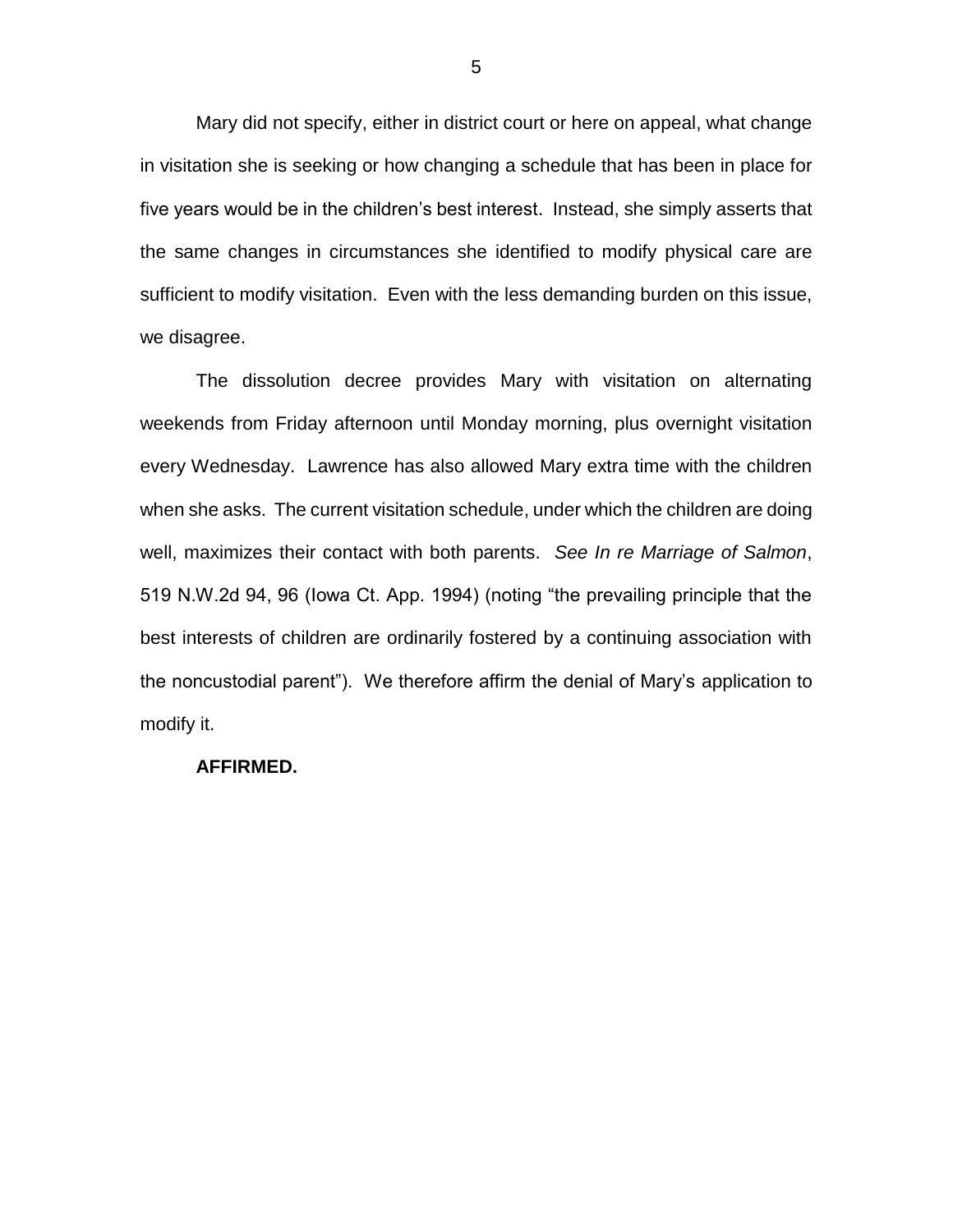Mary did not specify, either in district court or here on appeal, what change in visitation she is seeking or how changing a schedule that has been in place for five years would be in the children's best interest. Instead, she simply asserts that the same changes in circumstances she identified to modify physical care are sufficient to modify visitation. Even with the less demanding burden on this issue, we disagree.

The dissolution decree provides Mary with visitation on alternating weekends from Friday afternoon until Monday morning, plus overnight visitation every Wednesday. Lawrence has also allowed Mary extra time with the children when she asks. The current visitation schedule, under which the children are doing well, maximizes their contact with both parents. *See In re Marriage of Salmon*, 519 N.W.2d 94, 96 (Iowa Ct. App. 1994) (noting "the prevailing principle that the best interests of children are ordinarily fostered by a continuing association with the noncustodial parent"). We therefore affirm the denial of Mary's application to modify it.

**AFFIRMED.**